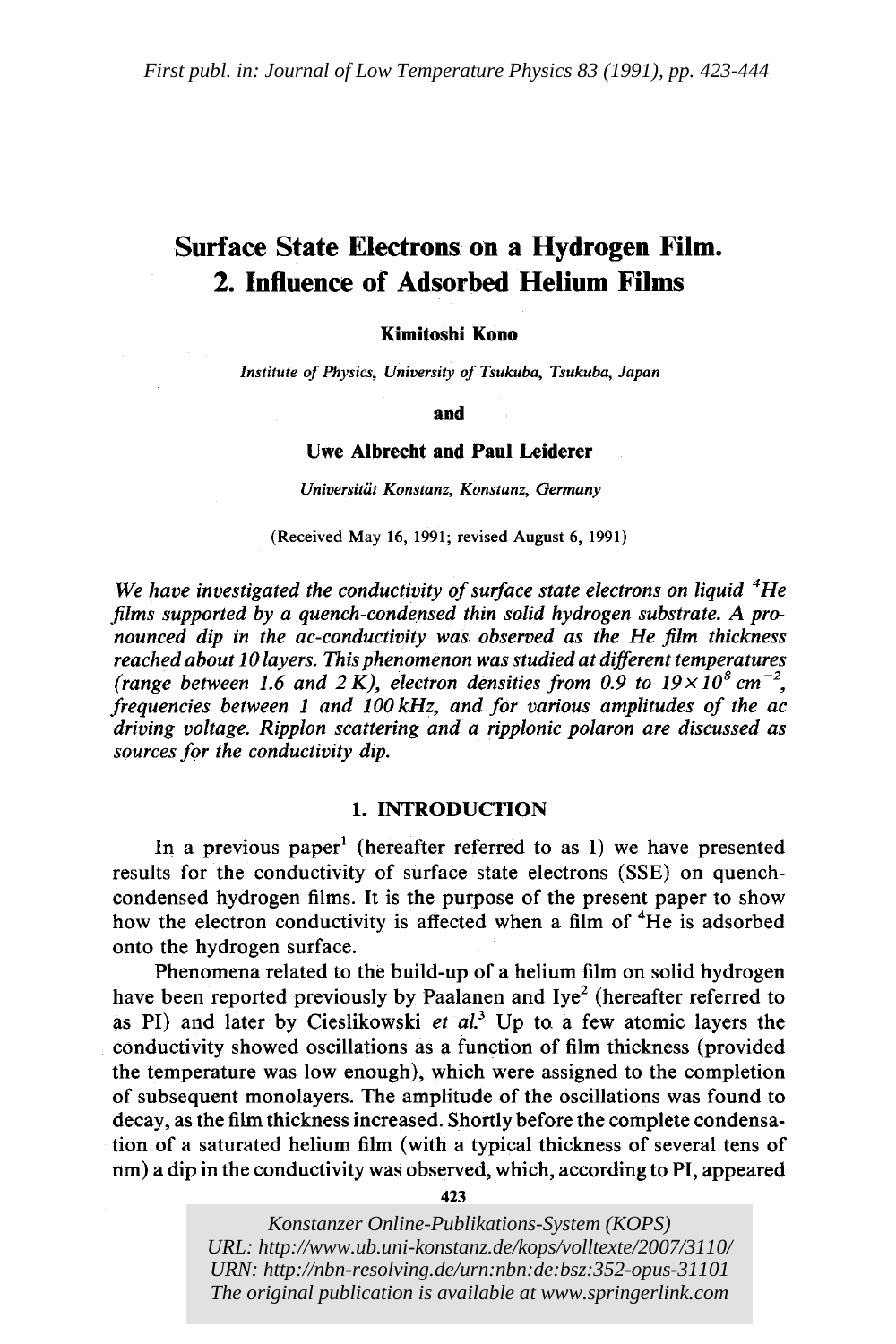First publ. in: Journal of Low Temperature Physics 83 (1991), pp. 423-444

# Surface State Electrons on a Hydrogen Film. 2. Influence of Adsorbed Helium Films

**Kimitoshi Kono**

*Institute of Physics, University of Tsukuba, Tsukuba, Japan*

**and**

**Uwe Albrecht and Paul Leiderer**

*Universität Konstanz, Konstanz, Germany*

(Received May 16, 1991; revised August 6, 1991)

*We have investigated the conductivity of surface state electrons on liquid $^4He$ films supported by a quench-condensed thin solid hydrogen substrate. A pronounced dip in the ac-conductivity was observed as the He film thickness reached about 10 layers. This phenomenon was studied at different temperatures (range between 1.6 and 2 K), electron densities from 0.9 to $19 \times 10^8$ cm$^{-2}$, frequencies between 1 and 100 kHz, and for various amplitudes of the ac driving voltage. Ripplon scattering and a ripplonic polaron are discussed as sources for the conductivity dip.*

## 1. INTRODUCTION

In a previous paper[1] (hereafter referred to as I) we have presented results for the conductivity of surface state electrons (SSE) on quench-condensed hydrogen films. It is the purpose of the present paper to show how the electron conductivity is affected when a film of $^4He$ is adsorbed onto the hydrogen surface.

Phenomena related to the build-up of a helium film on solid hydrogen have been reported previously by Paalanen and Iye[2] (hereafter referred to as PI) and later by Cieslikowski *et al.*[3] Up to a few atomic layers the conductivity showed oscillations as a function of film thickness (provided the temperature was low enough), which were assigned to the completion of subsequent monolayers. The amplitude of the oscillations was found to decay, as the film thickness increased. Shortly before the complete condensation of a saturated helium film (with a typical thickness of several tens of nm) a dip in the conductivity was observed, which, according to PI, appeared

Konstanzer Online-Publikations-System (KOPS)
URL: http://www.ub.uni-konstanz.de/kops/volltexte/2007/3110/
URN: http://nbn-resolving.de/urn:nbn:de:bsz:352-opus-31101
The original publication is available at www.springerlink.com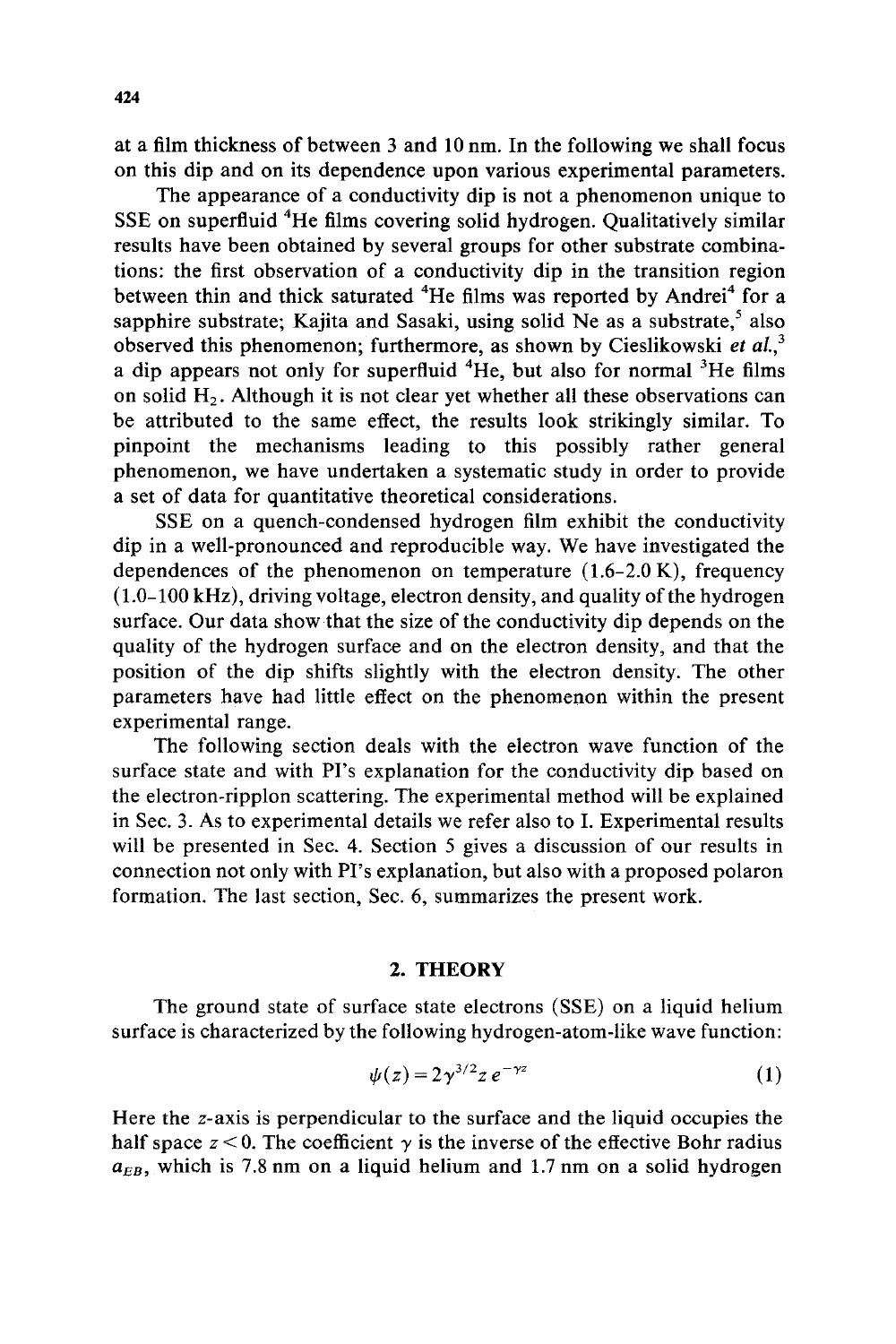at a film thickness of between 3 and 10 nm. In the following we shall focus on this dip and on its dependence upon various experimental parameters.

The appearance of a conductivity dip is not a phenomenon unique to SSE on superfluid $^4$He films covering solid hydrogen. Qualitatively similar results have been obtained by several groups for other substrate combinations: the first observation of a conductivity dip in the transition region between thin and thick saturated $^4$He films was reported by Andrei[4] for a sapphire substrate; Kajita and Sasaki, using solid Ne as a substrate,[5] also observed this phenomenon; furthermore, as shown by Cieslikowski *et al.*,[3] a dip appears not only for superfluid $^4$He, but also for normal $^3$He films on solid $H_2$. Although it is not clear yet whether all these observations can be attributed to the same effect, the results look strikingly similar. To pinpoint the mechanisms leading to this possibly rather general phenomenon, we have undertaken a systematic study in order to provide a set of data for quantitative theoretical considerations.

SSE on a quench-condensed hydrogen film exhibit the conductivity dip in a well-pronounced and reproducible way. We have investigated the dependences of the phenomenon on temperature (1.6–2.0 K), frequency (1.0–100 kHz), driving voltage, electron density, and quality of the hydrogen surface. Our data show that the size of the conductivity dip depends on the quality of the hydrogen surface and on the electron density, and that the position of the dip shifts slightly with the electron density. The other parameters have had little effect on the phenomenon within the present experimental range.

The following section deals with the electron wave function of the surface state and with PI's explanation for the conductivity dip based on the electron-ripplon scattering. The experimental method will be explained in Sec. 3. As to experimental details we refer also to I. Experimental results will be presented in Sec. 4. Section 5 gives a discussion of our results in connection not only with PI's explanation, but also with a proposed polaron formation. The last section, Sec. 6, summarizes the present work.

## 2. THEORY

The ground state of surface state electrons (SSE) on a liquid helium surface is characterized by the following hydrogen-atom-like wave function:

$$\psi(z) = 2\gamma^{3/2} z\, e^{-\gamma z} \tag{1}$$

Here the $z$-axis is perpendicular to the surface and the liquid occupies the half space $z < 0$. The coefficient $\gamma$ is the inverse of the effective Bohr radius $a_{EB}$, which is 7.8 nm on a liquid helium and 1.7 nm on a solid hydrogen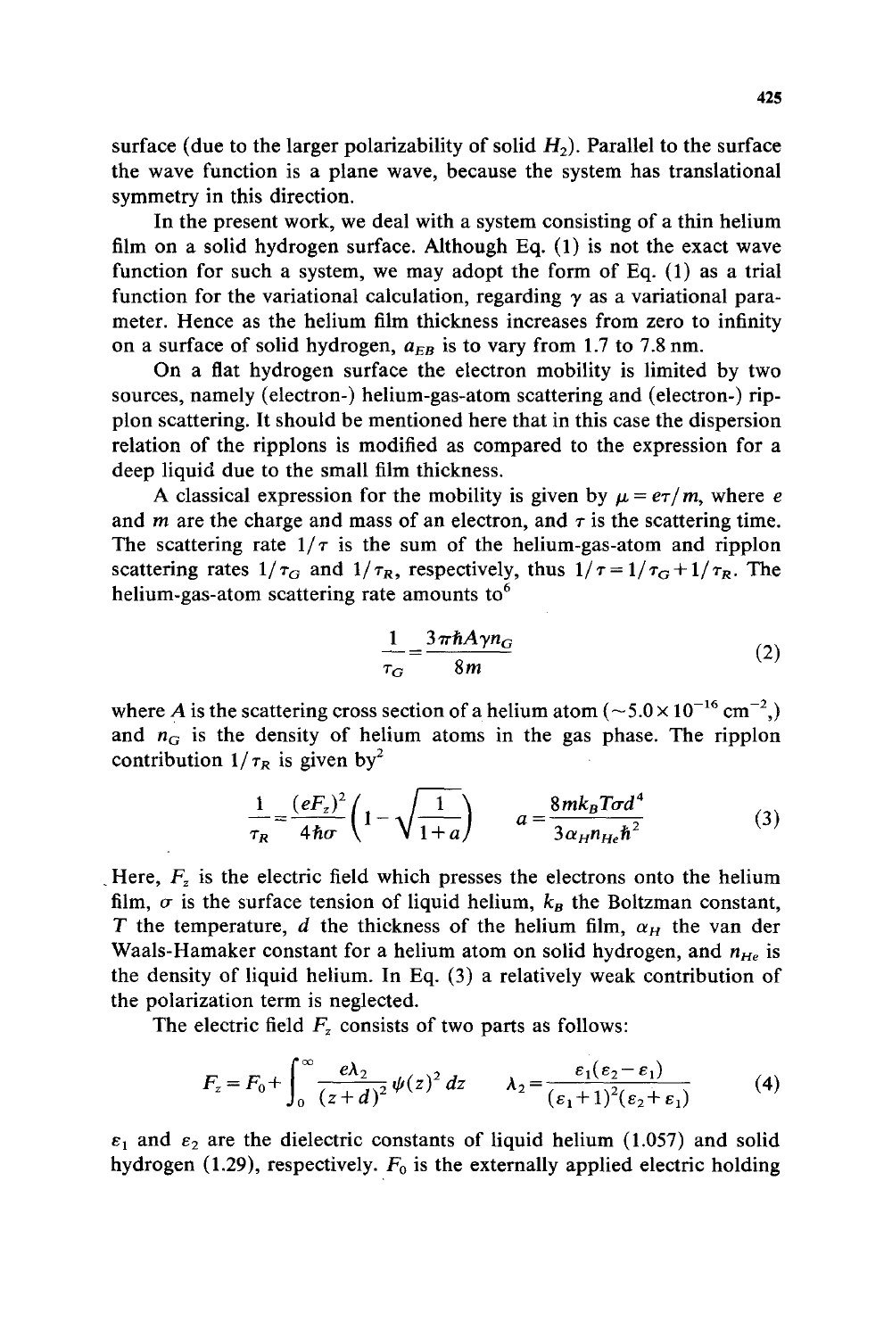surface (due to the larger polarizability of solid $H_2$). Parallel to the surface the wave function is a plane wave, because the system has translational symmetry in this direction.

In the present work, we deal with a system consisting of a thin helium film on a solid hydrogen surface. Although Eq. (1) is not the exact wave function for such a system, we may adopt the form of Eq. (1) as a trial function for the variational calculation, regarding $\gamma$ as a variational parameter. Hence as the helium film thickness increases from zero to infinity on a surface of solid hydrogen, $a_{EB}$ is to vary from 1.7 to 7.8 nm.

On a flat hydrogen surface the electron mobility is limited by two sources, namely (electron-) helium-gas-atom scattering and (electron-) ripplon scattering. It should be mentioned here that in this case the dispersion relation of the ripplons is modified as compared to the expression for a deep liquid due to the small film thickness.

A classical expression for the mobility is given by $\mu = e\tau/m$, where $e$ and $m$ are the charge and mass of an electron, and $\tau$ is the scattering time. The scattering rate $1/\tau$ is the sum of the helium-gas-atom and ripplon scattering rates $1/\tau_G$ and $1/\tau_R$, respectively, thus $1/\tau = 1/\tau_G + 1/\tau_R$. The helium-gas-atom scattering rate amounts to[6]

$$\frac{1}{\tau_G} = \frac{3\pi\hbar A\gamma n_G}{8m} \tag{2}$$

where $A$ is the scattering cross section of a helium atom ($\sim 5.0 \times 10^{-16}$ cm$^{-2}$,) and $n_G$ is the density of helium atoms in the gas phase. The ripplon contribution $1/\tau_R$ is given by[2]

$$\frac{1}{\tau_R} = \frac{(eF_z)^2}{4\hbar\sigma}\left(1 - \sqrt{\frac{1}{1+a}}\right) \qquad a = \frac{8mk_BT\sigma d^4}{3\alpha_H n_{He}\hbar^2} \tag{3}$$

Here, $F_z$ is the electric field which presses the electrons onto the helium film, $\sigma$ is the surface tension of liquid helium, $k_B$ the Boltzman constant, $T$ the temperature, $d$ the thickness of the helium film, $\alpha_H$ the van der Waals-Hamaker constant for a helium atom on solid hydrogen, and $n_{He}$ is the density of liquid helium. In Eq. (3) a relatively weak contribution of the polarization term is neglected.

The electric field $F_z$ consists of two parts as follows:

$$F_z = F_0 + \int_0^\infty \frac{e\lambda_2}{(z+d)^2}\psi(z)^2\,dz \qquad \lambda_2 = \frac{\varepsilon_1(\varepsilon_2 - \varepsilon_1)}{(\varepsilon_1+1)^2(\varepsilon_2+\varepsilon_1)} \tag{4}$$

$\varepsilon_1$ and $\varepsilon_2$ are the dielectric constants of liquid helium (1.057) and solid hydrogen (1.29), respectively. $F_0$ is the externally applied electric holding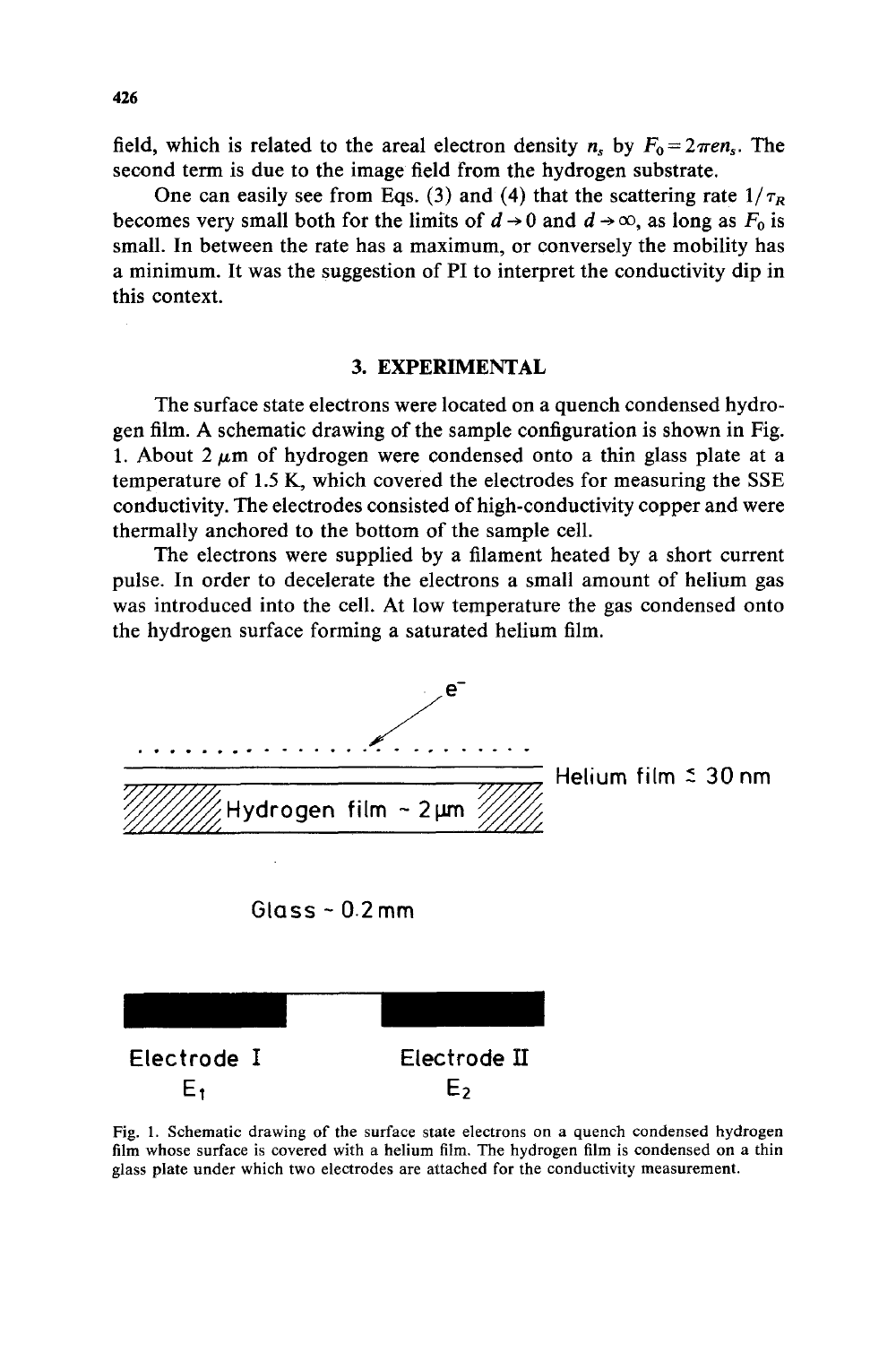field, which is related to the areal electron density $n_s$ by $F_0 = 2\pi e n_s$. The second term is due to the image field from the hydrogen substrate.

One can easily see from Eqs. (3) and (4) that the scattering rate $1/\tau_R$ becomes very small both for the limits of $d \to 0$ and $d \to \infty$, as long as $F_0$ is small. In between the rate has a maximum, or conversely the mobility has a minimum. It was the suggestion of PI to interpret the conductivity dip in this context.

## 3. EXPERIMENTAL

The surface state electrons were located on a quench condensed hydrogen film. A schematic drawing of the sample configuration is shown in Fig. 1. About 2 $\mu$m of hydrogen were condensed onto a thin glass plate at a temperature of 1.5 K, which covered the electrodes for measuring the SSE conductivity. The electrodes consisted of high-conductivity copper and were thermally anchored to the bottom of the sample cell.

The electrons were supplied by a filament heated by a short current pulse. In order to decelerate the electrons a small amount of helium gas was introduced into the cell. At low temperature the gas condensed onto the hydrogen surface forming a saturated helium film.

Fig. 1. Schematic drawing of the surface state electrons on a quench condensed hydrogen film whose surface is covered with a helium film. The hydrogen film is condensed on a thin glass plate under which two electrodes are attached for the conductivity measurement.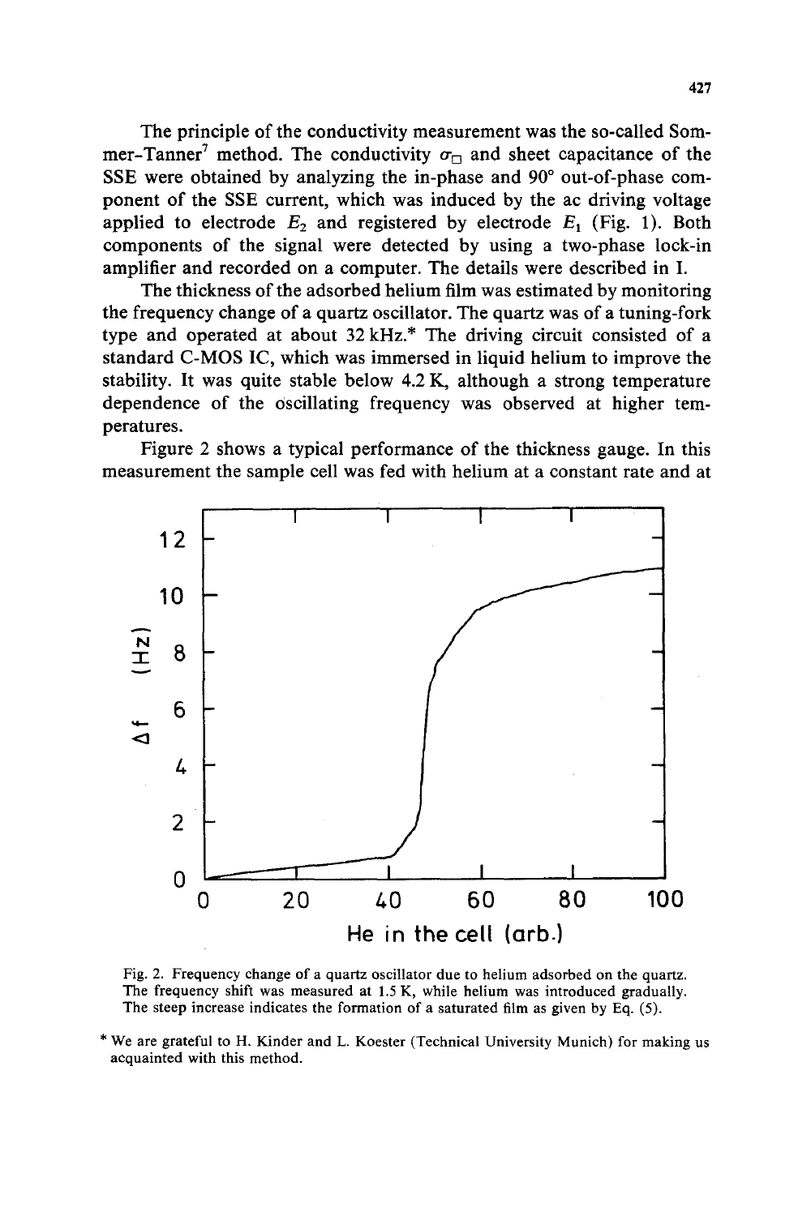The principle of the conductivity measurement was the so-called Sommer-Tanner[7] method. The conductivity $\sigma_\square$ and sheet capacitance of the SSE were obtained by analyzing the in-phase and 90° out-of-phase component of the SSE current, which was induced by the ac driving voltage applied to electrode $E_2$ and registered by electrode $E_1$ (Fig. 1). Both components of the signal were detected by using a two-phase lock-in amplifier and recorded on a computer. The details were described in I.

The thickness of the adsorbed helium film was estimated by monitoring the frequency change of a quartz oscillator. The quartz was of a tuning-fork type and operated at about 32 kHz.* The driving circuit consisted of a standard C-MOS IC, which was immersed in liquid helium to improve the stability. It was quite stable below 4.2 K, although a strong temperature dependence of the oscillating frequency was observed at higher temperatures.

Figure 2 shows a typical performance of the thickness gauge. In this measurement the sample cell was fed with helium at a constant rate and at

Fig. 2. Frequency change of a quartz oscillator due to helium adsorbed on the quartz. The frequency shift was measured at 1.5 K, while helium was introduced gradually. The steep increase indicates the formation of a saturated film as given by Eq. (5).

\* We are grateful to H. Kinder and L. Koester (Technical University Munich) for making us acquainted with this method.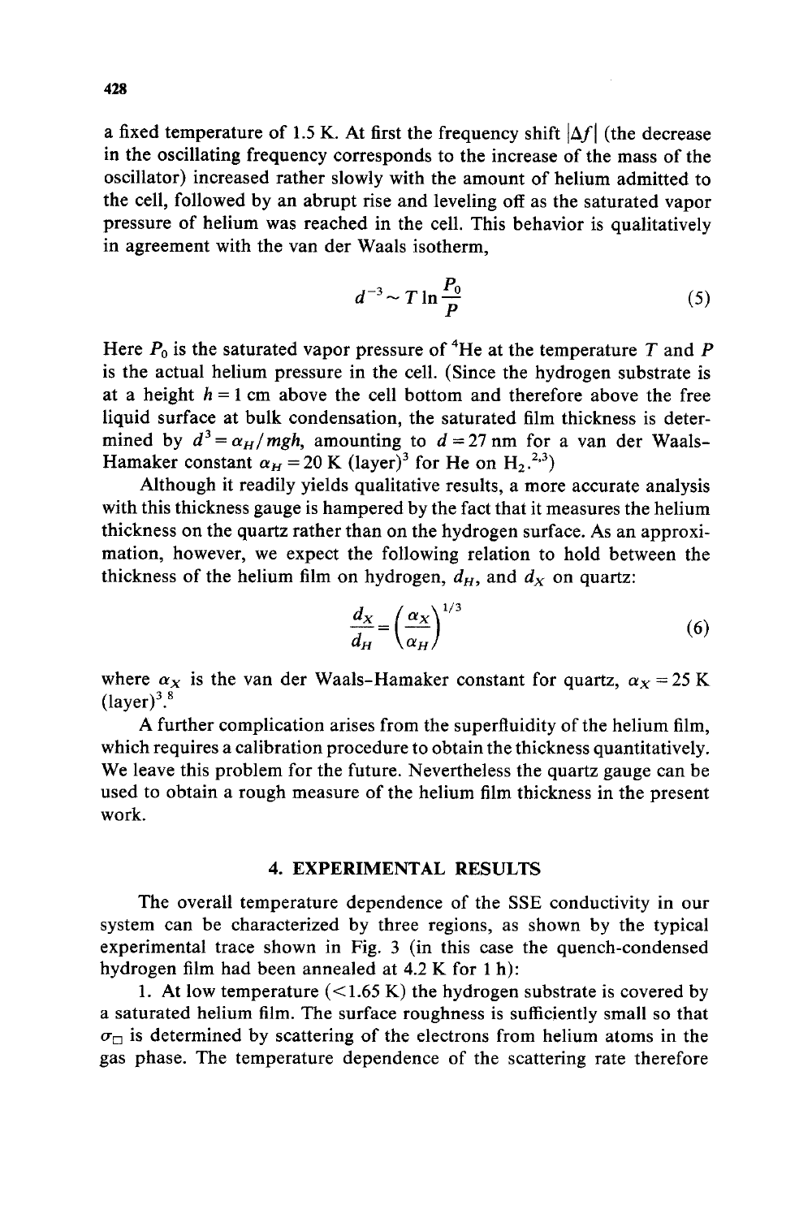a fixed temperature of 1.5 K. At first the frequency shift $|\Delta f|$ (the decrease in the oscillating frequency corresponds to the increase of the mass of the oscillator) increased rather slowly with the amount of helium admitted to the cell, followed by an abrupt rise and leveling off as the saturated vapor pressure of helium was reached in the cell. This behavior is qualitatively in agreement with the van der Waals isotherm,

$$d^{-3} \sim T \ln \frac{P_0}{P} \tag{5}$$

Here $P_0$ is the saturated vapor pressure of $^4$He at the temperature $T$ and $P$ is the actual helium pressure in the cell. (Since the hydrogen substrate is at a height $h = 1$ cm above the cell bottom and therefore above the free liquid surface at bulk condensation, the saturated film thickness is determined by $d^3 = \alpha_H / mgh$, amounting to $d \simeq 27$ nm for a van der Waals-Hamaker constant $\alpha_H = 20$ K (layer)$^3$ for He on $H_2$.[2,3])

Although it readily yields qualitative results, a more accurate analysis with this thickness gauge is hampered by the fact that it measures the helium thickness on the quartz rather than on the hydrogen surface. As an approximation, however, we expect the following relation to hold between the thickness of the helium film on hydrogen, $d_H$, and $d_X$ on quartz:

$$\frac{d_X}{d_H} = \left(\frac{\alpha_X}{\alpha_H}\right)^{1/3} \tag{6}$$

where $\alpha_X$ is the van der Waals-Hamaker constant for quartz, $\alpha_X = 25$ K (layer)$^3$.[8]

A further complication arises from the superfluidity of the helium film, which requires a calibration procedure to obtain the thickness quantitatively. We leave this problem for the future. Nevertheless the quartz gauge can be used to obtain a rough measure of the helium film thickness in the present work.

## 4. EXPERIMENTAL RESULTS

The overall temperature dependence of the SSE conductivity in our system can be characterized by three regions, as shown by the typical experimental trace shown in Fig. 3 (in this case the quench-condensed hydrogen film had been annealed at 4.2 K for 1 h):

1. At low temperature (<1.65 K) the hydrogen substrate is covered by a saturated helium film. The surface roughness is sufficiently small so that $\sigma_\square$ is determined by scattering of the electrons from helium atoms in the gas phase. The temperature dependence of the scattering rate therefore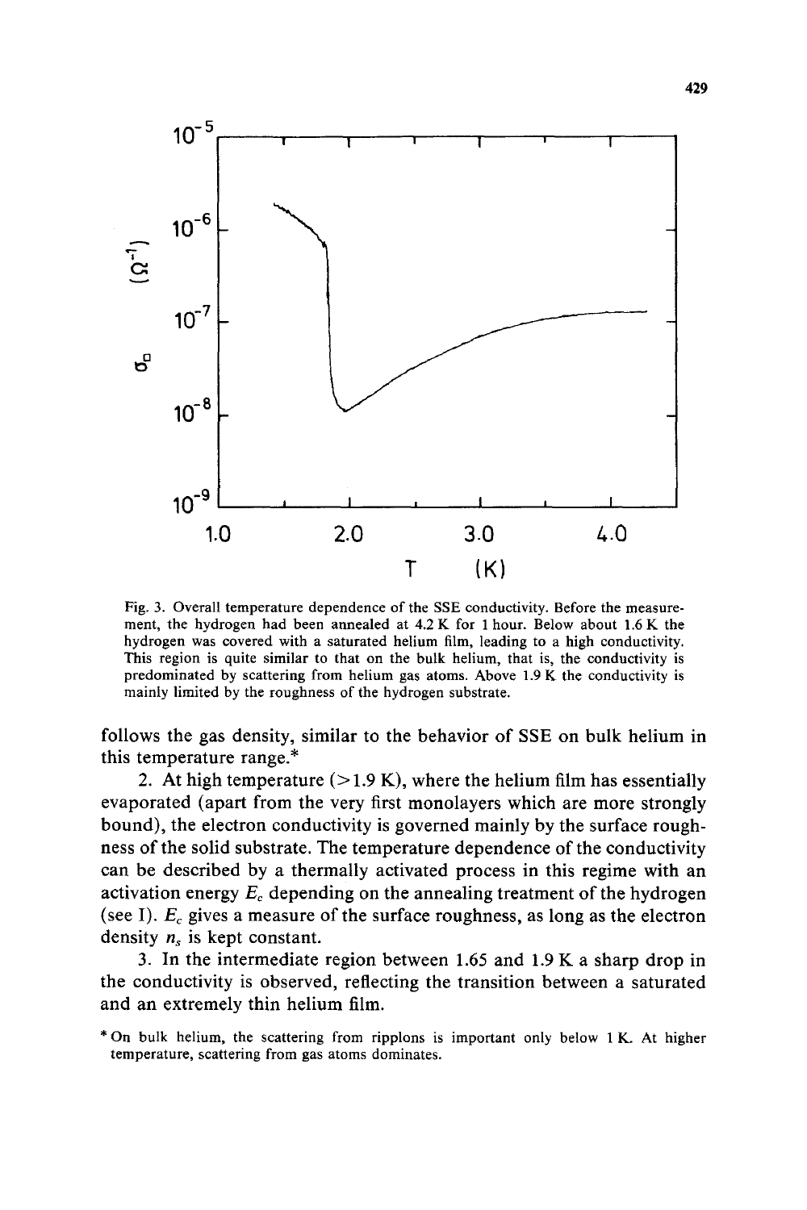Fig. 3. Overall temperature dependence of the SSE conductivity. Before the measurement, the hydrogen had been annealed at 4.2 K for 1 hour. Below about 1.6 K the hydrogen was covered with a saturated helium film, leading to a high conductivity. This region is quite similar to that on the bulk helium, that is, the conductivity is predominated by scattering from helium gas atoms. Above 1.9 K the conductivity is mainly limited by the roughness of the hydrogen substrate.

follows the gas density, similar to the behavior of SSE on bulk helium in this temperature range.*

2. At high temperature (>1.9 K), where the helium film has essentially evaporated (apart from the very first monolayers which are more strongly bound), the electron conductivity is governed mainly by the surface roughness of the solid substrate. The temperature dependence of the conductivity can be described by a thermally activated process in this regime with an activation energy $E_c$ depending on the annealing treatment of the hydrogen (see I). $E_c$ gives a measure of the surface roughness, as long as the electron density $n_s$ is kept constant.

3. In the intermediate region between 1.65 and 1.9 K a sharp drop in the conductivity is observed, reflecting the transition between a saturated and an extremely thin helium film.

* On bulk helium, the scattering from ripplons is important only below 1 K. At higher temperature, scattering from gas atoms dominates.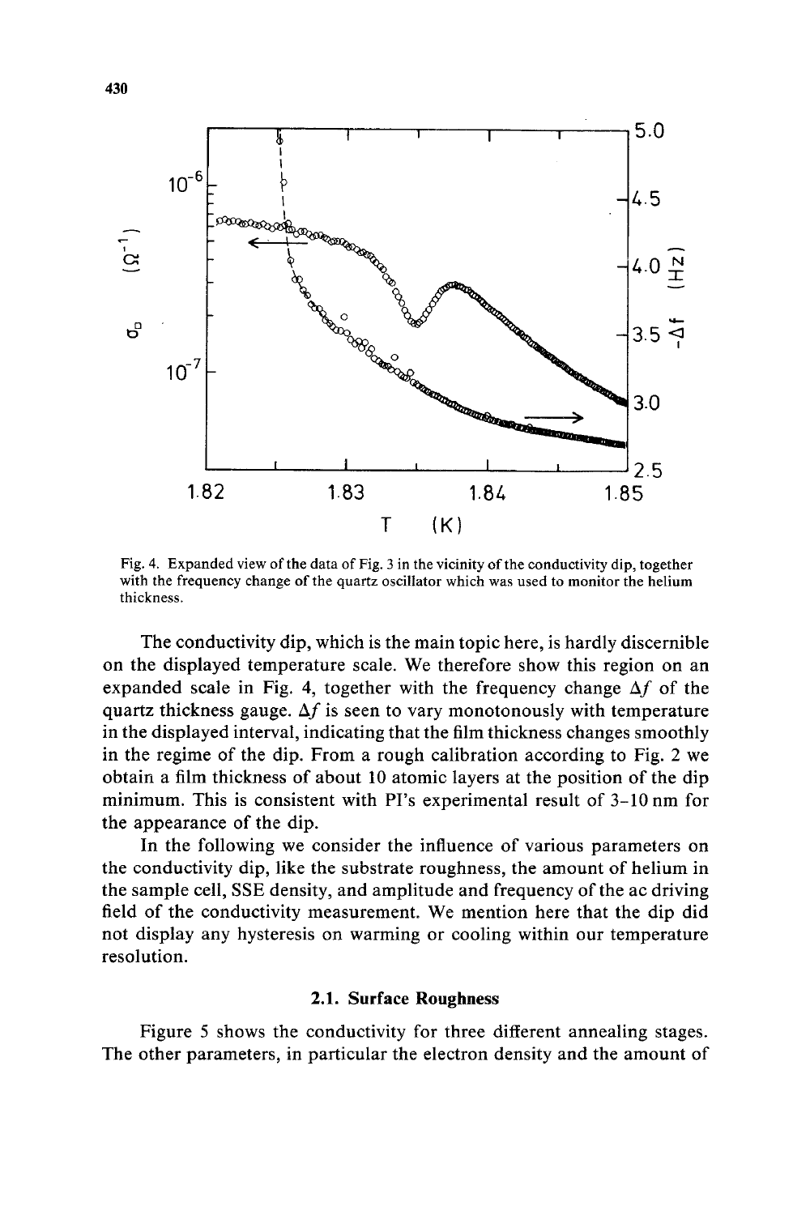Fig. 4. Expanded view of the data of Fig. 3 in the vicinity of the conductivity dip, together with the frequency change of the quartz oscillator which was used to monitor the helium thickness.

The conductivity dip, which is the main topic here, is hardly discernible on the displayed temperature scale. We therefore show this region on an expanded scale in Fig. 4, together with the frequency change $\Delta f$ of the quartz thickness gauge. $\Delta f$ is seen to vary monotonously with temperature in the displayed interval, indicating that the film thickness changes smoothly in the regime of the dip. From a rough calibration according to Fig. 2 we obtain a film thickness of about 10 atomic layers at the position of the dip minimum. This is consistent with PI's experimental result of 3–10 nm for the appearance of the dip.

In the following we consider the influence of various parameters on the conductivity dip, like the substrate roughness, the amount of helium in the sample cell, SSE density, and amplitude and frequency of the ac driving field of the conductivity measurement. We mention here that the dip did not display any hysteresis on warming or cooling within our temperature resolution.

### 2.1. Surface Roughness

Figure 5 shows the conductivity for three different annealing stages. The other parameters, in particular the electron density and the amount of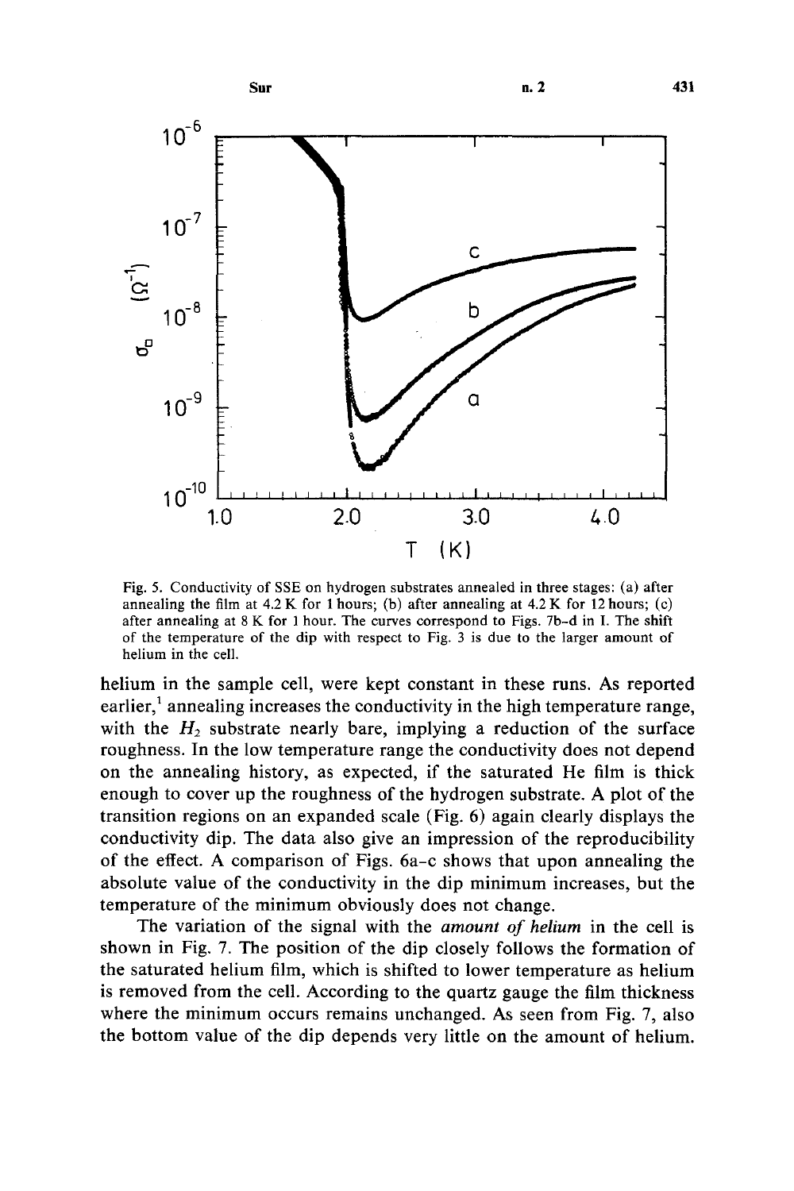Fig. 5. Conductivity of SSE on hydrogen substrates annealed in three stages: (a) after annealing the film at 4.2 K for 1 hours; (b) after annealing at 4.2 K for 12 hours; (c) after annealing at 8 K for 1 hour. The curves correspond to Figs. 7b–d in I. The shift of the temperature of the dip with respect to Fig. 3 is due to the larger amount of helium in the cell.

helium in the sample cell, were kept constant in these runs. As reported earlier,[1] annealing increases the conductivity in the high temperature range, with the $H_2$ substrate nearly bare, implying a reduction of the surface roughness. In the low temperature range the conductivity does not depend on the annealing history, as expected, if the saturated He film is thick enough to cover up the roughness of the hydrogen substrate. A plot of the transition regions on an expanded scale (Fig. 6) again clearly displays the conductivity dip. The data also give an impression of the reproducibility of the effect. A comparison of Figs. 6a–c shows that upon annealing the absolute value of the conductivity in the dip minimum increases, but the temperature of the minimum obviously does not change.

The variation of the signal with the *amount of helium* in the cell is shown in Fig. 7. The position of the dip closely follows the formation of the saturated helium film, which is shifted to lower temperature as helium is removed from the cell. According to the quartz gauge the film thickness where the minimum occurs remains unchanged. As seen from Fig. 7, also the bottom value of the dip depends very little on the amount of helium.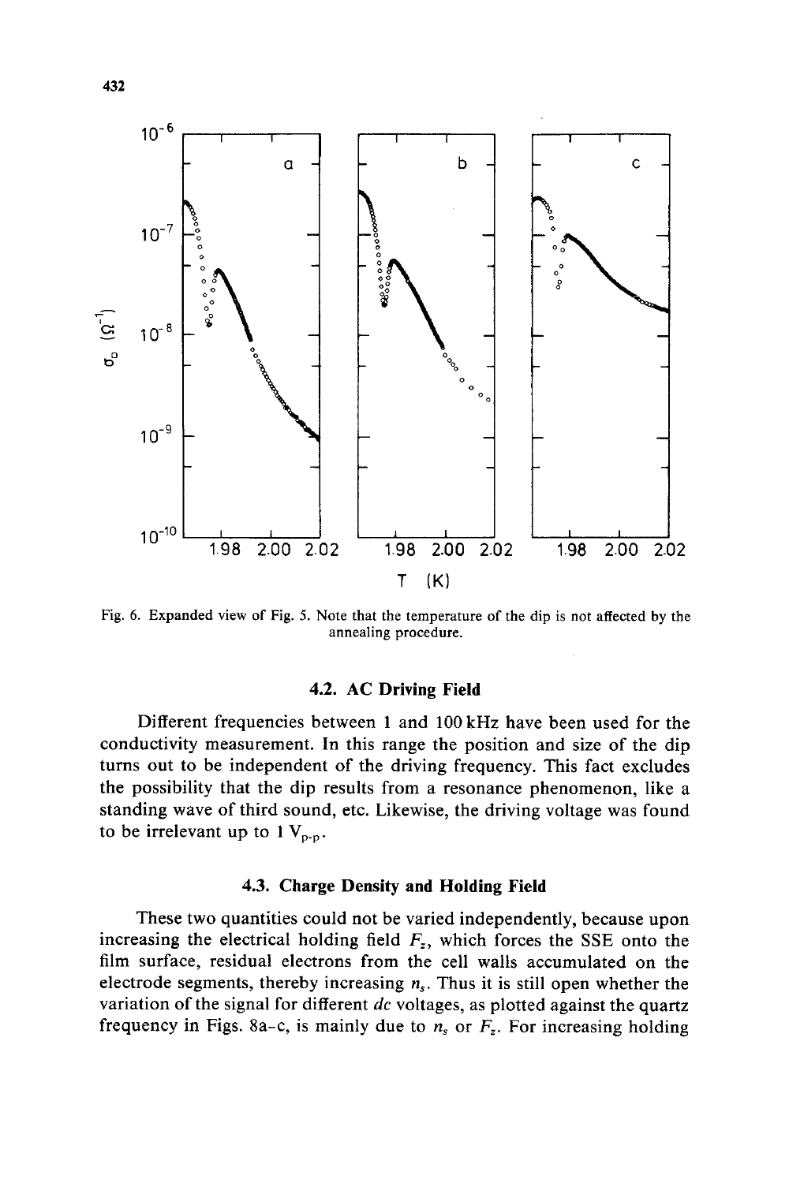Fig. 6. Expanded view of Fig. 5. Note that the temperature of the dip is not affected by the annealing procedure.

### 4.2. AC Driving Field

Different frequencies between 1 and 100 kHz have been used for the conductivity measurement. In this range the position and size of the dip turns out to be independent of the driving frequency. This fact excludes the possibility that the dip results from a resonance phenomenon, like a standing wave of third sound, etc. Likewise, the driving voltage was found to be irrelevant up to 1 $V_{p\text{-}p}$.

### 4.3. Charge Density and Holding Field

These two quantities could not be varied independently, because upon increasing the electrical holding field $F_z$, which forces the SSE onto the film surface, residual electrons from the cell walls accumulated on the electrode segments, thereby increasing $n_s$. Thus it is still open whether the variation of the signal for different *dc* voltages, as plotted against the quartz frequency in Figs. 8a–c, is mainly due to $n_s$ or $F_z$. For increasing holding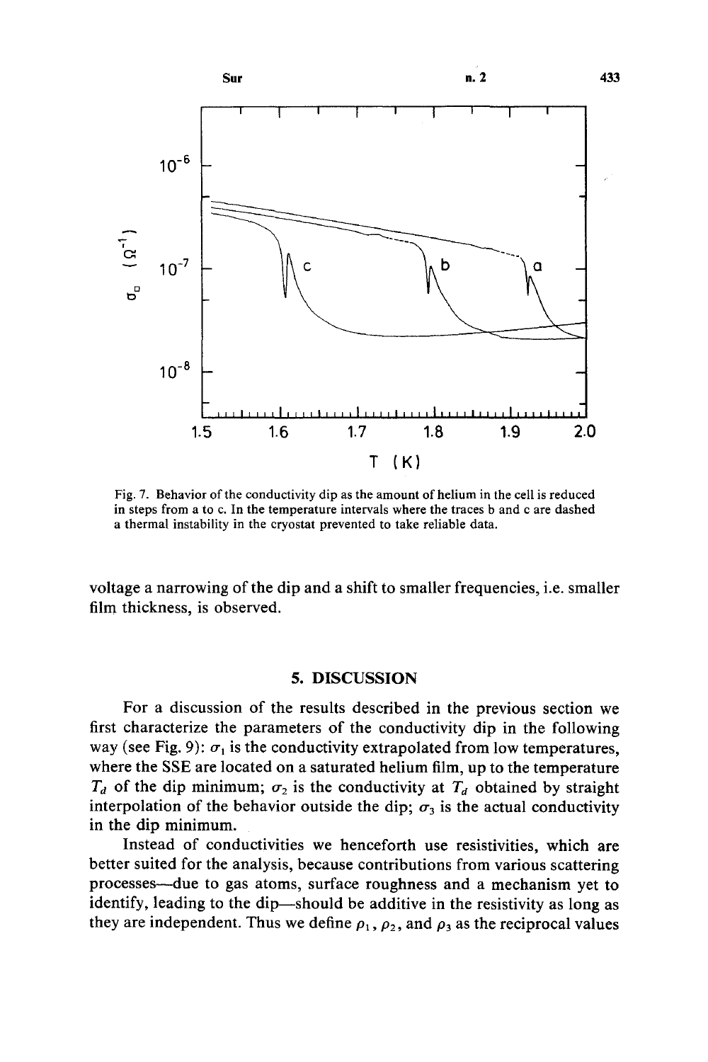Fig. 7. Behavior of the conductivity dip as the amount of helium in the cell is reduced in steps from a to c. In the temperature intervals where the traces b and c are dashed a thermal instability in the cryostat prevented to take reliable data.

voltage a narrowing of the dip and a shift to smaller frequencies, i.e. smaller film thickness, is observed.

## 5. DISCUSSION

For a discussion of the results described in the previous section we first characterize the parameters of the conductivity dip in the following way (see Fig. 9): $\sigma_1$ is the conductivity extrapolated from low temperatures, where the SSE are located on a saturated helium film, up to the temperature $T_d$ of the dip minimum; $\sigma_2$ is the conductivity at $T_d$ obtained by straight interpolation of the behavior outside the dip; $\sigma_3$ is the actual conductivity in the dip minimum.

Instead of conductivities we henceforth use resistivities, which are better suited for the analysis, because contributions from various scattering processes—due to gas atoms, surface roughness and a mechanism yet to identify, leading to the dip—should be additive in the resistivity as long as they are independent. Thus we define $\rho_1$, $\rho_2$, and $\rho_3$ as the reciprocal values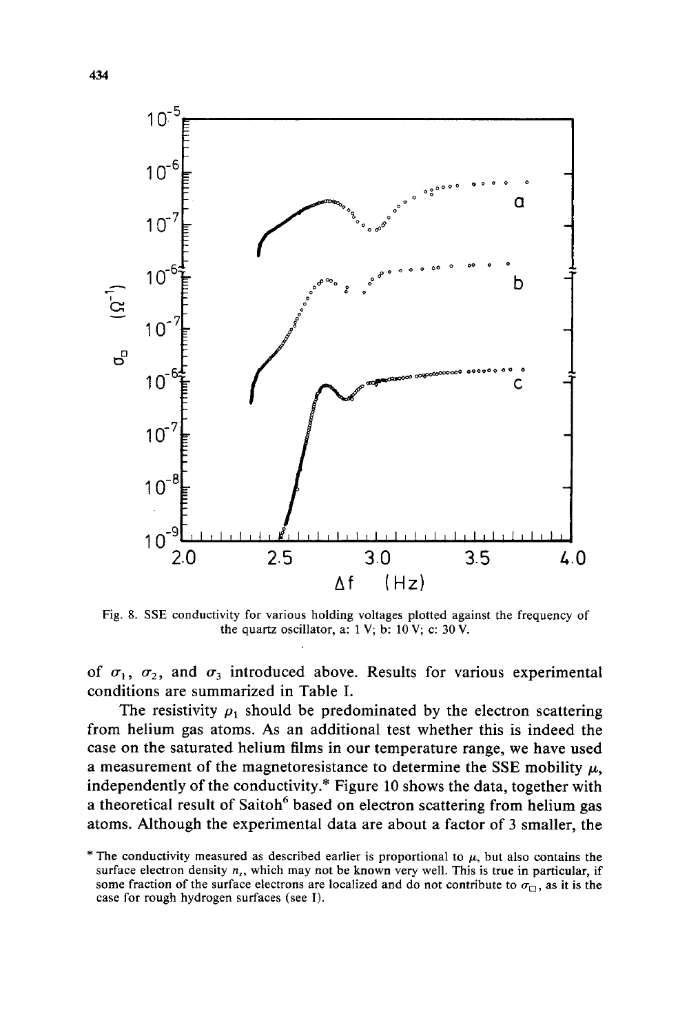Fig. 8. SSE conductivity for various holding voltages plotted against the frequency of the quartz oscillator, a: 1 V; b: 10 V; c: 30 V.

of $\sigma_1$, $\sigma_2$, and $\sigma_3$ introduced above. Results for various experimental conditions are summarized in Table I.

The resistivity $\rho_1$ should be predominated by the electron scattering from helium gas atoms. As an additional test whether this is indeed the case on the saturated helium films in our temperature range, we have used a measurement of the magnetoresistance to determine the SSE mobility $\mu$, independently of the conductivity.* Figure 10 shows the data, together with a theoretical result of Saitoh[6] based on electron scattering from helium gas atoms. Although the experimental data are about a factor of 3 smaller, the

\* The conductivity measured as described earlier is proportional to $\mu$, but also contains the surface electron density $n_s$, which may not be known very well. This is true in particular, if some fraction of the surface electrons are localized and do not contribute to $\sigma_{\square}$, as it is the case for rough hydrogen surfaces (see I).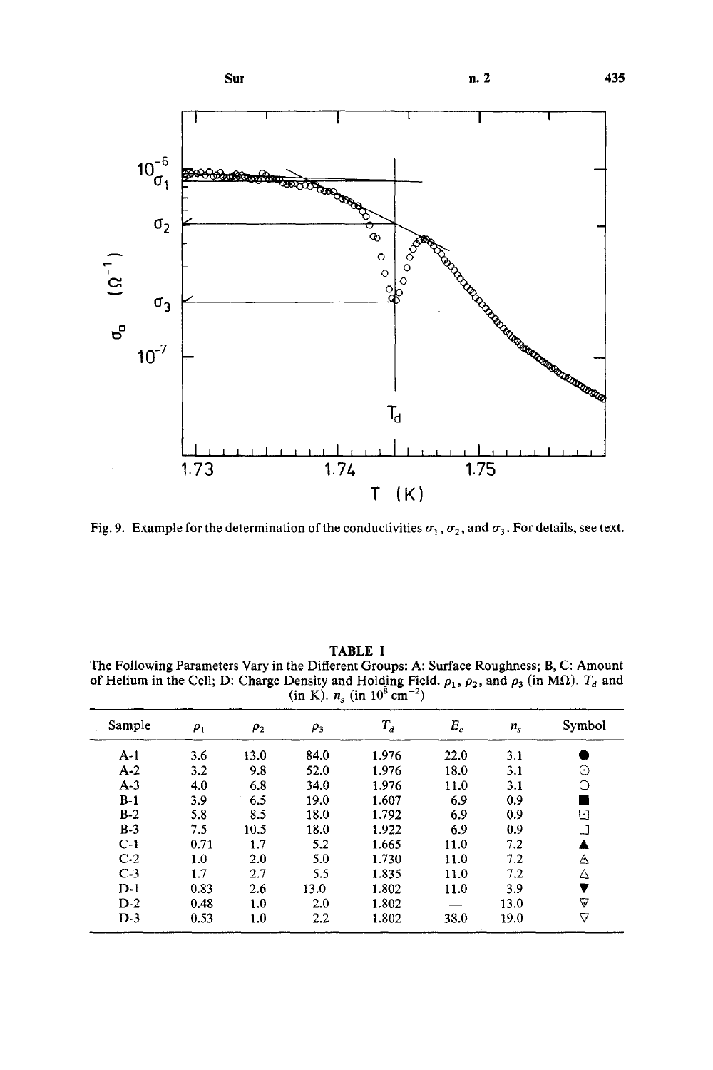Fig. 9. Example for the determination of the conductivities $\sigma_1$, $\sigma_2$, and $\sigma_3$. For details, see text.

**TABLE I**

The Following Parameters Vary in the Different Groups: A: Surface Roughness; B, C: Amount of Helium in the Cell; D: Charge Density and Holding Field. $\rho_1$, $\rho_2$, and $\rho_3$ (in MΩ). $T_d$ and (in K). $n_s$ (in $10^8\ \mathrm{cm}^{-2}$)

| Sample | $\rho_1$ | $\rho_2$ | $\rho_3$ | $T_d$ | $E_c$ | $n_s$ | Symbol |
|---|---|---|---|---|---|---|---|
| A-1 | 3.6 | 13.0 | 84.0 | 1.976 | 22.0 | 3.1 | ● |
| A-2 | 3.2 | 9.8 | 52.0 | 1.976 | 18.0 | 3.1 | ⊙ |
| A-3 | 4.0 | 6.8 | 34.0 | 1.976 | 11.0 | 3.1 | ○ |
| B-1 | 3.9 | 6.5 | 19.0 | 1.607 | 6.9 | 0.9 | ■ |
| B-2 | 5.8 | 8.5 | 18.0 | 1.792 | 6.9 | 0.9 | ⊡ |
| B-3 | 7.5 | 10.5 | 18.0 | 1.922 | 6.9 | 0.9 | □ |
| C-1 | 0.71 | 1.7 | 5.2 | 1.665 | 11.0 | 7.2 | ▲ |
| C-2 | 1.0 | 2.0 | 5.0 | 1.730 | 11.0 | 7.2 | ◬ |
| C-3 | 1.7 | 2.7 | 5.5 | 1.835 | 11.0 | 7.2 | △ |
| D-1 | 0.83 | 2.6 | 13.0 | 1.802 | 11.0 | 3.9 | ▼ |
| D-2 | 0.48 | 1.0 | 2.0 | 1.802 | — | 13.0 | ⩢ |
| D-3 | 0.53 | 1.0 | 2.2 | 1.802 | 38.0 | 19.0 | ▽ |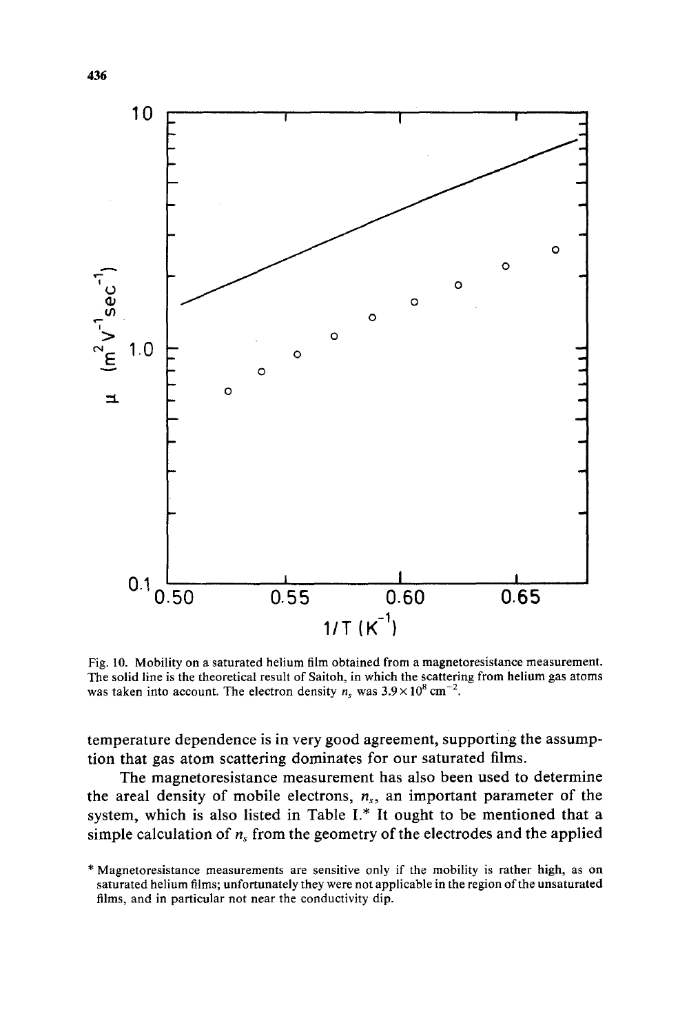Fig. 10. Mobility on a saturated helium film obtained from a magnetoresistance measurement. The solid line is the theoretical result of Saitoh, in which the scattering from helium gas atoms was taken into account. The electron density $n_s$ was $3.9 \times 10^8\ \mathrm{cm}^{-2}$.

temperature dependence is in very good agreement, supporting the assumption that gas atom scattering dominates for our saturated films.

The magnetoresistance measurement has also been used to determine the areal density of mobile electrons, $n_s$, an important parameter of the system, which is also listed in Table I.* It ought to be mentioned that a simple calculation of $n_s$ from the geometry of the electrodes and the applied

\* Magnetoresistance measurements are sensitive only if the mobility is rather high, as on saturated helium films; unfortunately they were not applicable in the region of the unsaturated films, and in particular not near the conductivity dip.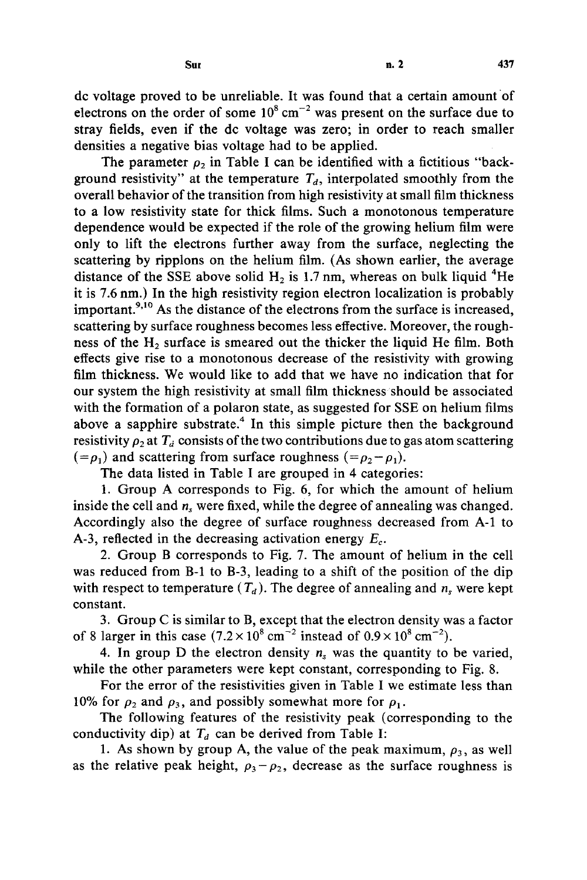dc voltage proved to be unreliable. It was found that a certain amount of electrons on the order of some $10^8$ cm$^{-2}$ was present on the surface due to stray fields, even if the dc voltage was zero; in order to reach smaller densities a negative bias voltage had to be applied.

The parameter $\rho_2$ in Table I can be identified with a fictitious "background resistivity" at the temperature $T_d$, interpolated smoothly from the overall behavior of the transition from high resistivity at small film thickness to a low resistivity state for thick films. Such a monotonous temperature dependence would be expected if the role of the growing helium film were only to lift the electrons further away from the surface, neglecting the scattering by ripplons on the helium film. (As shown earlier, the average distance of the SSE above solid $H_2$ is 1.7 nm, whereas on bulk liquid $^4$He it is 7.6 nm.) In the high resistivity region electron localization is probably important.[9,10] As the distance of the electrons from the surface is increased, scattering by surface roughness becomes less effective. Moreover, the roughness of the $H_2$ surface is smeared out the thicker the liquid He film. Both effects give rise to a monotonous decrease of the resistivity with growing film thickness. We would like to add that we have no indication that for our system the high resistivity at small film thickness should be associated with the formation of a polaron state, as suggested for SSE on helium films above a sapphire substrate.[4] In this simple picture then the background resistivity $\rho_2$ at $T_d$ consists of the two contributions due to gas atom scattering ($=\rho_1$) and scattering from surface roughness ($=\rho_2-\rho_1$).

The data listed in Table I are grouped in 4 categories:

1. Group A corresponds to Fig. 6, for which the amount of helium inside the cell and $n_s$ were fixed, while the degree of annealing was changed. Accordingly also the degree of surface roughness decreased from A-1 to A-3, reflected in the decreasing activation energy $E_c$.

2. Group B corresponds to Fig. 7. The amount of helium in the cell was reduced from B-1 to B-3, leading to a shift of the position of the dip with respect to temperature ($T_d$). The degree of annealing and $n_s$ were kept constant.

3. Group C is similar to B, except that the electron density was a factor of 8 larger in this case ($7.2 \times 10^8$ cm$^{-2}$ instead of $0.9 \times 10^8$ cm$^{-2}$).

4. In group D the electron density $n_s$ was the quantity to be varied, while the other parameters were kept constant, corresponding to Fig. 8.

For the error of the resistivities given in Table I we estimate less than 10% for $\rho_2$ and $\rho_3$, and possibly somewhat more for $\rho_1$.

The following features of the resistivity peak (corresponding to the conductivity dip) at $T_d$ can be derived from Table I:

1. As shown by group A, the value of the peak maximum, $\rho_3$, as well as the relative peak height, $\rho_3-\rho_2$, decrease as the surface roughness is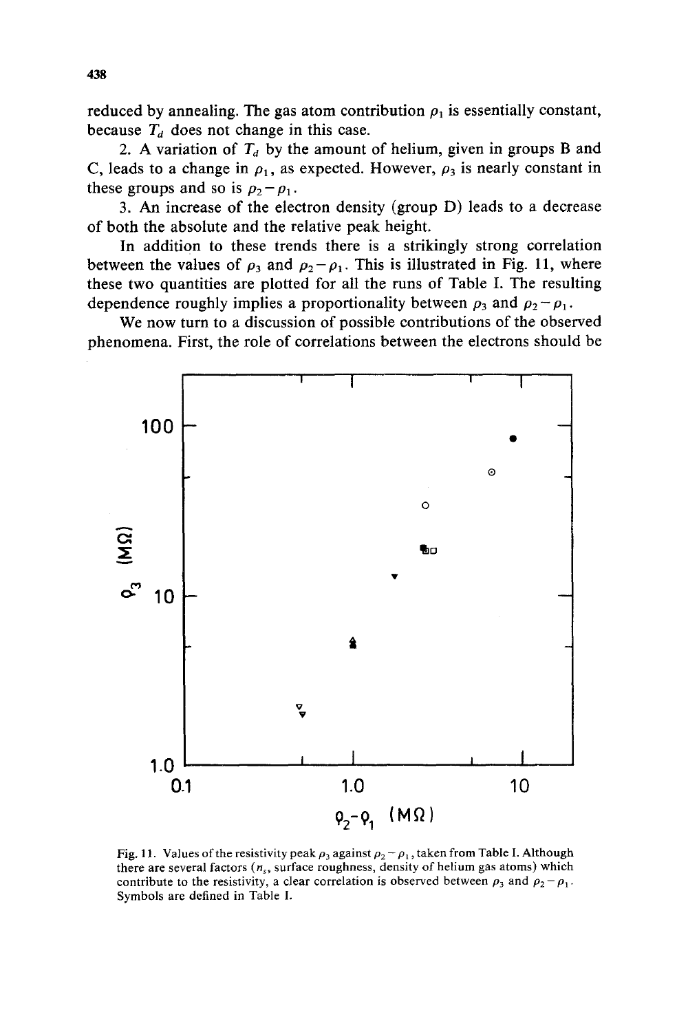reduced by annealing. The gas atom contribution $\rho_1$ is essentially constant, because $T_d$ does not change in this case.

2. A variation of $T_d$ by the amount of helium, given in groups B and C, leads to a change in $\rho_1$, as expected. However, $\rho_3$ is nearly constant in these groups and so is $\rho_2 - \rho_1$.

3. An increase of the electron density (group D) leads to a decrease of both the absolute and the relative peak height.

In addition to these trends there is a strikingly strong correlation between the values of $\rho_3$ and $\rho_2 - \rho_1$. This is illustrated in Fig. 11, where these two quantities are plotted for all the runs of Table I. The resulting dependence roughly implies a proportionality between $\rho_3$ and $\rho_2 - \rho_1$.

We now turn to a discussion of possible contributions of the observed phenomena. First, the role of correlations between the electrons should be

Fig. 11. Values of the resistivity peak $\rho_3$ against $\rho_2 - \rho_1$, taken from Table I. Although there are several factors ($n_s$, surface roughness, density of helium gas atoms) which contribute to the resistivity, a clear correlation is observed between $\rho_3$ and $\rho_2 - \rho_1$. Symbols are defined in Table I.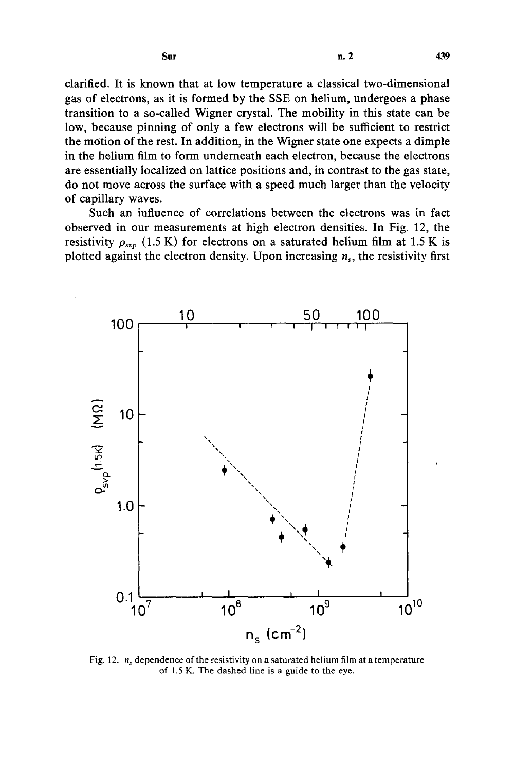clarified. It is known that at low temperature a classical two-dimensional gas of electrons, as it is formed by the SSE on helium, undergoes a phase transition to a so-called Wigner crystal. The mobility in this state can be low, because pinning of only a few electrons will be sufficient to restrict the motion of the rest. In addition, in the Wigner state one expects a dimple in the helium film to form underneath each electron, because the electrons are essentially localized on lattice positions and, in contrast to the gas state, do not move across the surface with a speed much larger than the velocity of capillary waves.

Such an influence of correlations between the electrons was in fact observed in our measurements at high electron densities. In Fig. 12, the resistivity $\rho_{svp}$ (1.5 K) for electrons on a saturated helium film at 1.5 K is plotted against the electron density. Upon increasing $n_s$, the resistivity first

Fig. 12. $n_s$ dependence of the resistivity on a saturated helium film at a temperature of 1.5 K. The dashed line is a guide to the eye.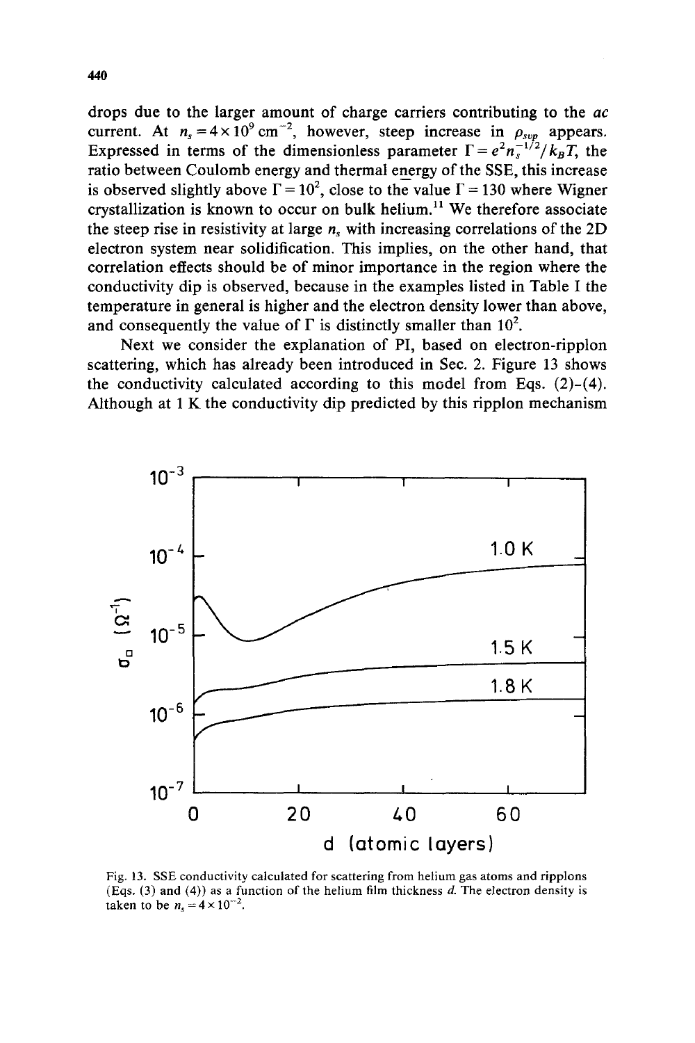drops due to the larger amount of charge carriers contributing to the *ac* current. At $n_s = 4\times10^9\,\text{cm}^{-2}$, however, steep increase in $\rho_{sup}$ appears. Expressed in terms of the dimensionless parameter $\Gamma = e^2 n_s^{-1/2}/k_B T$, the ratio between Coulomb energy and thermal energy of the SSE, this increase is observed slightly above $\Gamma = 10^2$, close to the value $\Gamma = 130$ where Wigner crystallization is known to occur on bulk helium.[11] We therefore associate the steep rise in resistivity at large $n_s$ with increasing correlations of the 2D electron system near solidification. This implies, on the other hand, that correlation effects should be of minor importance in the region where the conductivity dip is observed, because in the examples listed in Table I the temperature in general is higher and the electron density lower than above, and consequently the value of $\Gamma$ is distinctly smaller than $10^2$.

Next we consider the explanation of PI, based on electron-ripplon scattering, which has already been introduced in Sec. 2. Figure 13 shows the conductivity calculated according to this model from Eqs. (2)-(4). Although at 1 K the conductivity dip predicted by this ripplon mechanism

Fig. 13. SSE conductivity calculated for scattering from helium gas atoms and ripplons (Eqs. (3) and (4)) as a function of the helium film thickness $d$. The electron density is taken to be $n_s = 4\times10^{-2}$.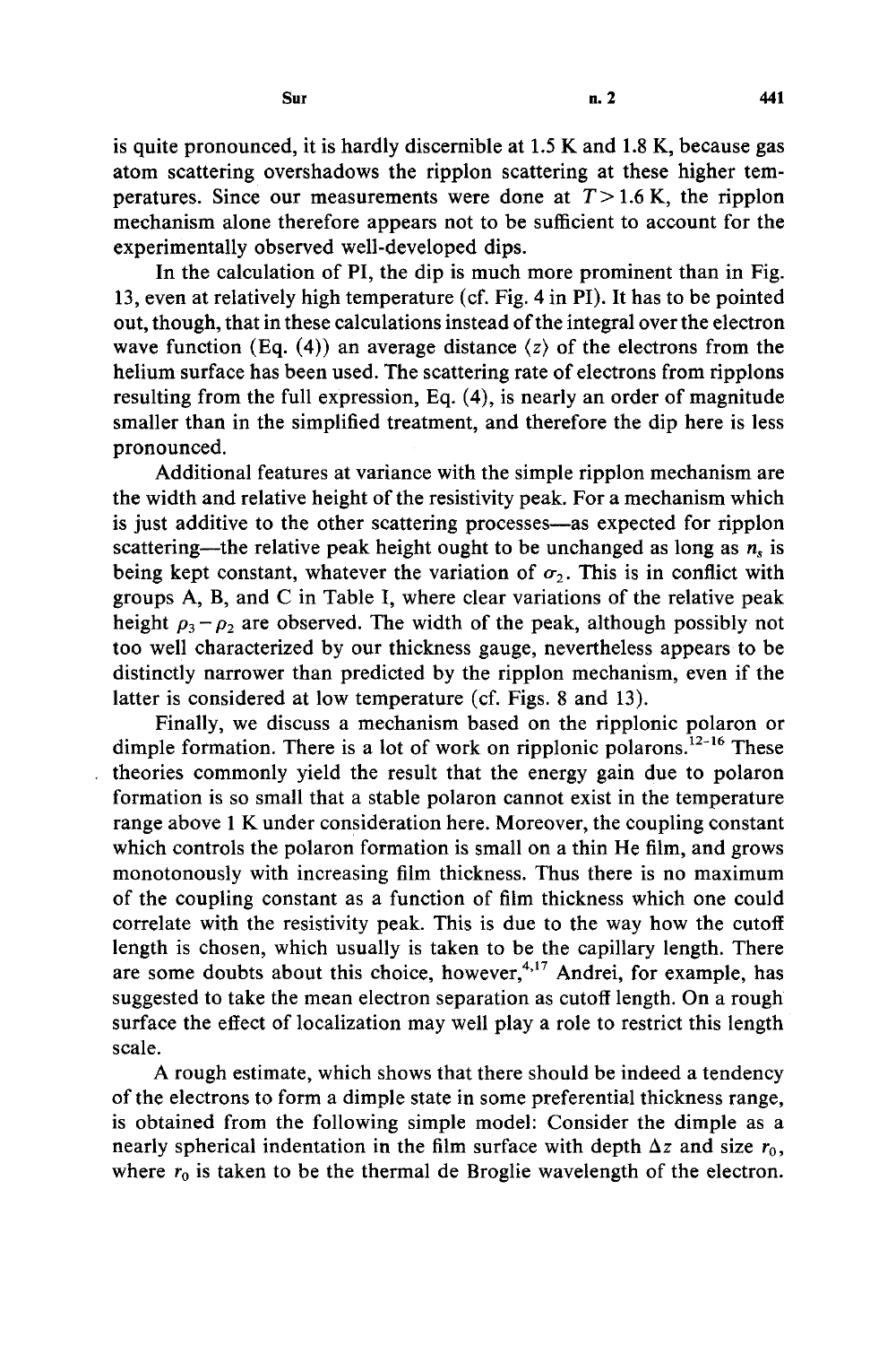is quite pronounced, it is hardly discernible at 1.5 K and 1.8 K, because gas atom scattering overshadows the ripplon scattering at these higher temperatures. Since our measurements were done at $T > 1.6$ K, the ripplon mechanism alone therefore appears not to be sufficient to account for the experimentally observed well-developed dips.

In the calculation of PI, the dip is much more prominent than in Fig. 13, even at relatively high temperature (cf. Fig. 4 in PI). It has to be pointed out, though, that in these calculations instead of the integral over the electron wave function (Eq. (4)) an average distance $\langle z \rangle$ of the electrons from the helium surface has been used. The scattering rate of electrons from ripplons resulting from the full expression, Eq. (4), is nearly an order of magnitude smaller than in the simplified treatment, and therefore the dip here is less pronounced.

Additional features at variance with the simple ripplon mechanism are the width and relative height of the resistivity peak. For a mechanism which is just additive to the other scattering processes—as expected for ripplon scattering—the relative peak height ought to be unchanged as long as $n_s$ is being kept constant, whatever the variation of $\sigma_2$. This is in conflict with groups A, B, and C in Table I, where clear variations of the relative peak height $\rho_3 - \rho_2$ are observed. The width of the peak, although possibly not too well characterized by our thickness gauge, nevertheless appears to be distinctly narrower than predicted by the ripplon mechanism, even if the latter is considered at low temperature (cf. Figs. 8 and 13).

Finally, we discuss a mechanism based on the ripplonic polaron or dimple formation. There is a lot of work on ripplonic polarons.[12-16] These theories commonly yield the result that the energy gain due to polaron formation is so small that a stable polaron cannot exist in the temperature range above 1 K under consideration here. Moreover, the coupling constant which controls the polaron formation is small on a thin He film, and grows monotonously with increasing film thickness. Thus there is no maximum of the coupling constant as a function of film thickness which one could correlate with the resistivity peak. This is due to the way how the cutoff length is chosen, which usually is taken to be the capillary length. There are some doubts about this choice, however,[4,17] Andrei, for example, has suggested to take the mean electron separation as cutoff length. On a rough surface the effect of localization may well play a role to restrict this length scale.

A rough estimate, which shows that there should be indeed a tendency of the electrons to form a dimple state in some preferential thickness range, is obtained from the following simple model: Consider the dimple as a nearly spherical indentation in the film surface with depth $\Delta z$ and size $r_0$, where $r_0$ is taken to be the thermal de Broglie wavelength of the electron.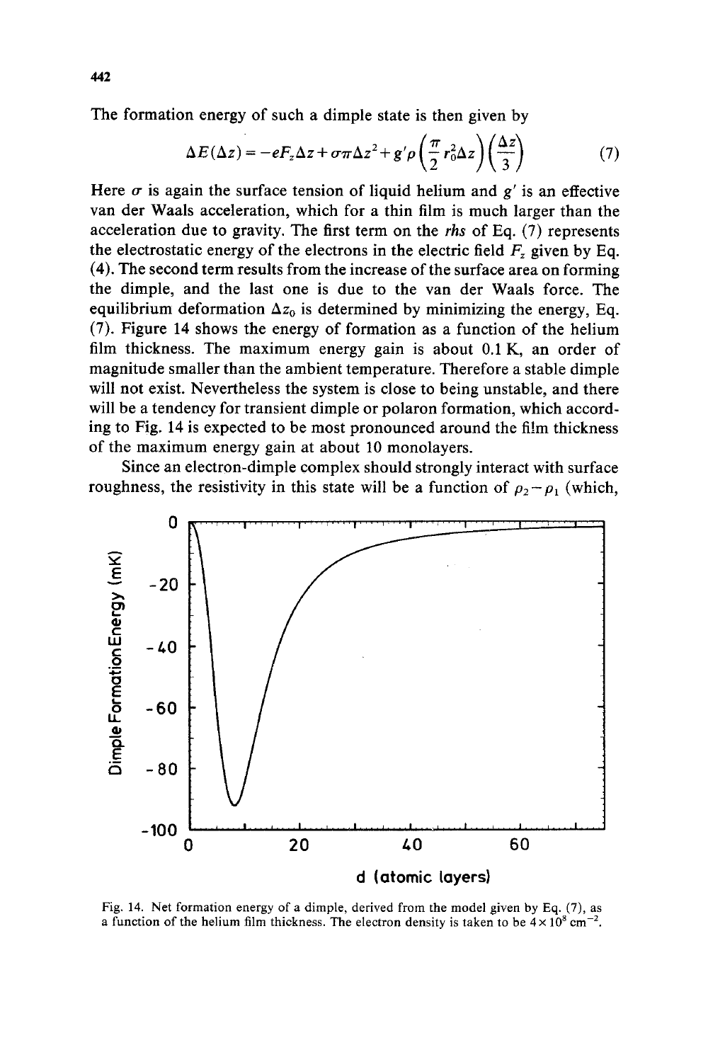The formation energy of such a dimple state is then given by

$$\Delta E(\Delta z) = -eF_z\Delta z + \sigma\pi\Delta z^2 + g'\rho\left(\frac{\pi}{2}r_0^2\Delta z\right)\left(\frac{\Delta z}{3}\right) \tag{7}$$

Here $\sigma$ is again the surface tension of liquid helium and $g'$ is an effective van der Waals acceleration, which for a thin film is much larger than the acceleration due to gravity. The first term on the *rhs* of Eq. (7) represents the electrostatic energy of the electrons in the electric field $F_z$ given by Eq. (4). The second term results from the increase of the surface area on forming the dimple, and the last one is due to the van der Waals force. The equilibrium deformation $\Delta z_0$ is determined by minimizing the energy, Eq. (7). Figure 14 shows the energy of formation as a function of the helium film thickness. The maximum energy gain is about 0.1 K, an order of magnitude smaller than the ambient temperature. Therefore a stable dimple will not exist. Nevertheless the system is close to being unstable, and there will be a tendency for transient dimple or polaron formation, which according to Fig. 14 is expected to be most pronounced around the film thickness of the maximum energy gain at about 10 monolayers.

Since an electron-dimple complex should strongly interact with surface roughness, the resistivity in this state will be a function of $\rho_2 - \rho_1$ (which,

Fig. 14. Net formation energy of a dimple, derived from the model given by Eq. (7), as a function of the helium film thickness. The electron density is taken to be $4 \times 10^8$ cm$^{-2}$.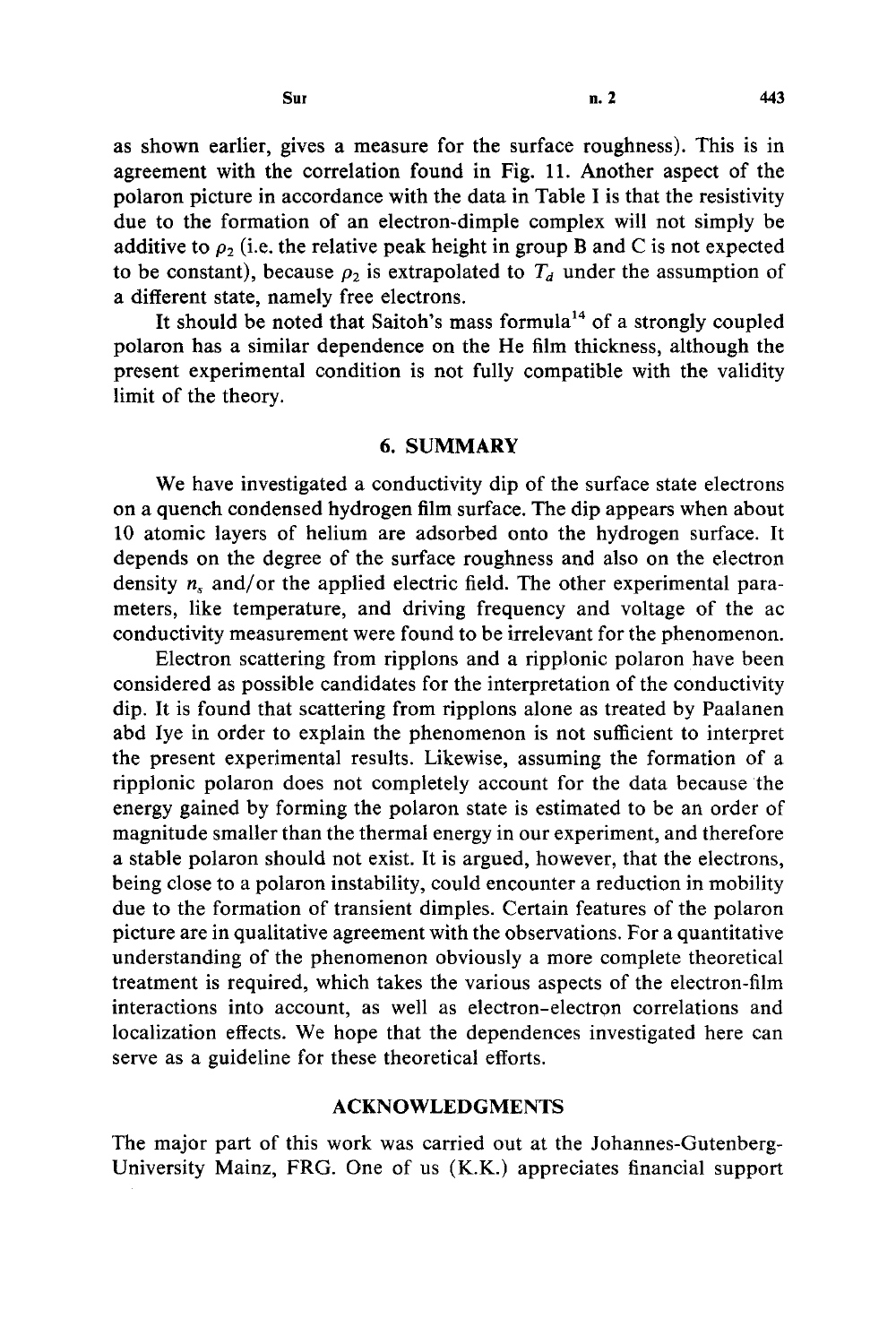as shown earlier, gives a measure for the surface roughness). This is in agreement with the correlation found in Fig. 11. Another aspect of the polaron picture in accordance with the data in Table I is that the resistivity due to the formation of an electron-dimple complex will not simply be additive to $\rho_2$ (i.e. the relative peak height in group B and C is not expected to be constant), because $\rho_2$ is extrapolated to $T_d$ under the assumption of a different state, namely free electrons.

It should be noted that Saitoh's mass formula[14] of a strongly coupled polaron has a similar dependence on the He film thickness, although the present experimental condition is not fully compatible with the validity limit of the theory.

## 6. SUMMARY

We have investigated a conductivity dip of the surface state electrons on a quench condensed hydrogen film surface. The dip appears when about 10 atomic layers of helium are adsorbed onto the hydrogen surface. It depends on the degree of the surface roughness and also on the electron density $n_s$ and/or the applied electric field. The other experimental parameters, like temperature, and driving frequency and voltage of the ac conductivity measurement were found to be irrelevant for the phenomenon.

Electron scattering from ripplons and a ripplonic polaron have been considered as possible candidates for the interpretation of the conductivity dip. It is found that scattering from ripplons alone as treated by Paalanen abd Iye in order to explain the phenomenon is not sufficient to interpret the present experimental results. Likewise, assuming the formation of a ripplonic polaron does not completely account for the data because the energy gained by forming the polaron state is estimated to be an order of magnitude smaller than the thermal energy in our experiment, and therefore a stable polaron should not exist. It is argued, however, that the electrons, being close to a polaron instability, could encounter a reduction in mobility due to the formation of transient dimples. Certain features of the polaron picture are in qualitative agreement with the observations. For a quantitative understanding of the phenomenon obviously a more complete theoretical treatment is required, which takes the various aspects of the electron-film interactions into account, as well as electron-electron correlations and localization effects. We hope that the dependences investigated here can serve as a guideline for these theoretical efforts.

## ACKNOWLEDGMENTS

The major part of this work was carried out at the Johannes-Gutenberg-University Mainz, FRG. One of us (K.K.) appreciates financial support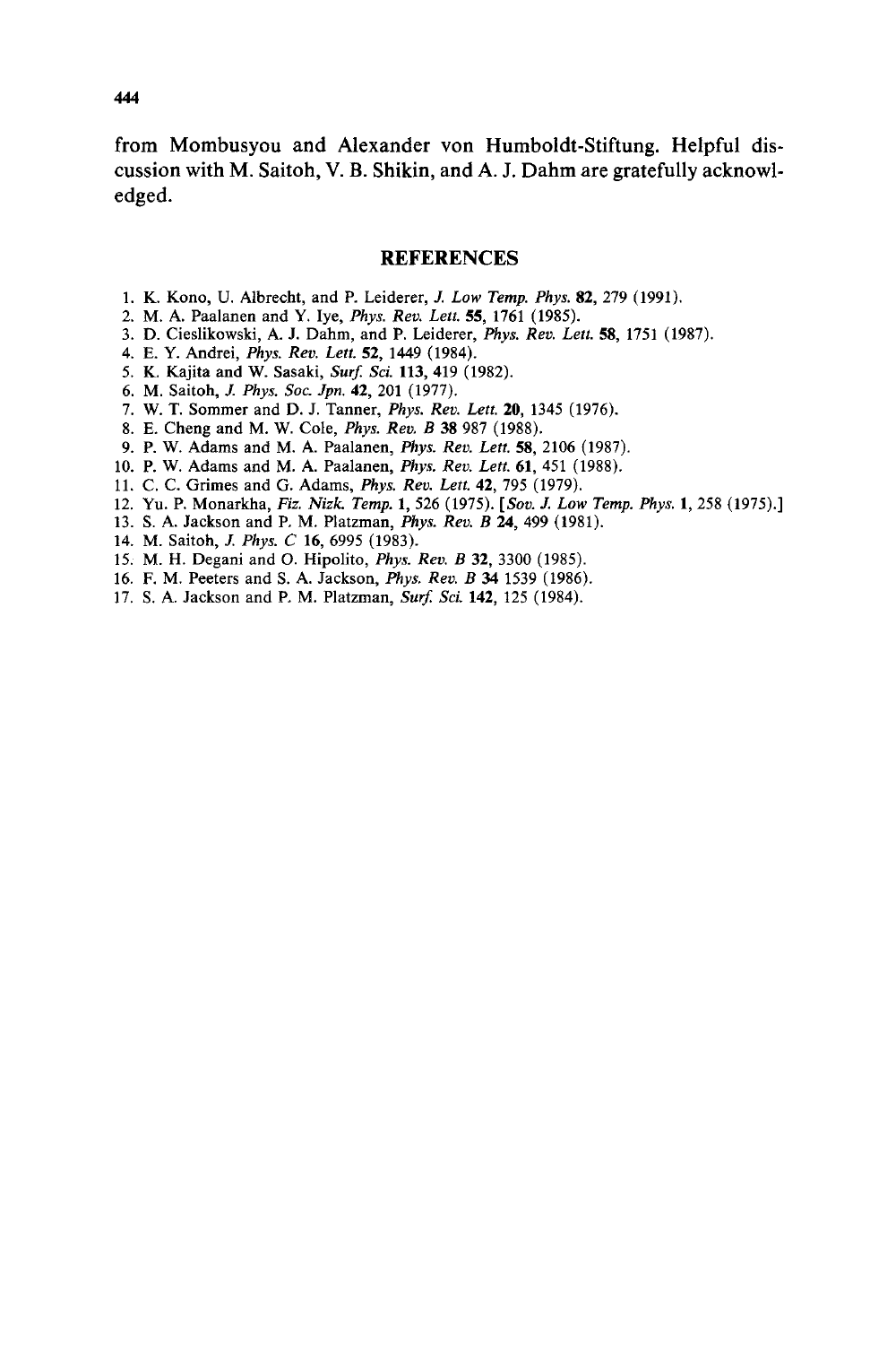from Mombusyou and Alexander von Humboldt-Stiftung. Helpful discussion with M. Saitoh, V. B. Shikin, and A. J. Dahm are gratefully acknowledged.

## REFERENCES

1. K. Kono, U. Albrecht, and P. Leiderer, *J. Low Temp. Phys.* **82**, 279 (1991).
2. M. A. Paalanen and Y. Iye, *Phys. Rev. Lett.* **55**, 1761 (1985).
3. D. Cieslikowski, A. J. Dahm, and P. Leiderer, *Phys. Rev. Lett.* **58**, 1751 (1987).
4. E. Y. Andrei, *Phys. Rev. Lett.* **52**, 1449 (1984).
5. K. Kajita and W. Sasaki, *Surf. Sci.* **113**, 419 (1982).
6. M. Saitoh, *J. Phys. Soc. Jpn.* **42**, 201 (1977).
7. W. T. Sommer and D. J. Tanner, *Phys. Rev. Lett.* **20**, 1345 (1976).
8. E. Cheng and M. W. Cole, *Phys. Rev. B* **38** 987 (1988).
9. P. W. Adams and M. A. Paalanen, *Phys. Rev. Lett.* **58**, 2106 (1987).
10. P. W. Adams and M. A. Paalanen, *Phys. Rev. Lett.* **61**, 451 (1988).
11. C. C. Grimes and G. Adams, *Phys. Rev. Lett.* **42**, 795 (1979).
12. Yu. P. Monarkha, *Fiz. Nizk. Temp.* **1**, 526 (1975). [*Sov. J. Low Temp. Phys.* **1**, 258 (1975).]
13. S. A. Jackson and P. M. Platzman, *Phys. Rev. B* **24**, 499 (1981).
14. M. Saitoh, *J. Phys. C* **16**, 6995 (1983).
15. M. H. Degani and O. Hipolito, *Phys. Rev. B* **32**, 3300 (1985).
16. F. M. Peeters and S. A. Jackson, *Phys. Rev. B* **34** 1539 (1986).
17. S. A. Jackson and P. M. Platzman, *Surf. Sci.* **142**, 125 (1984).